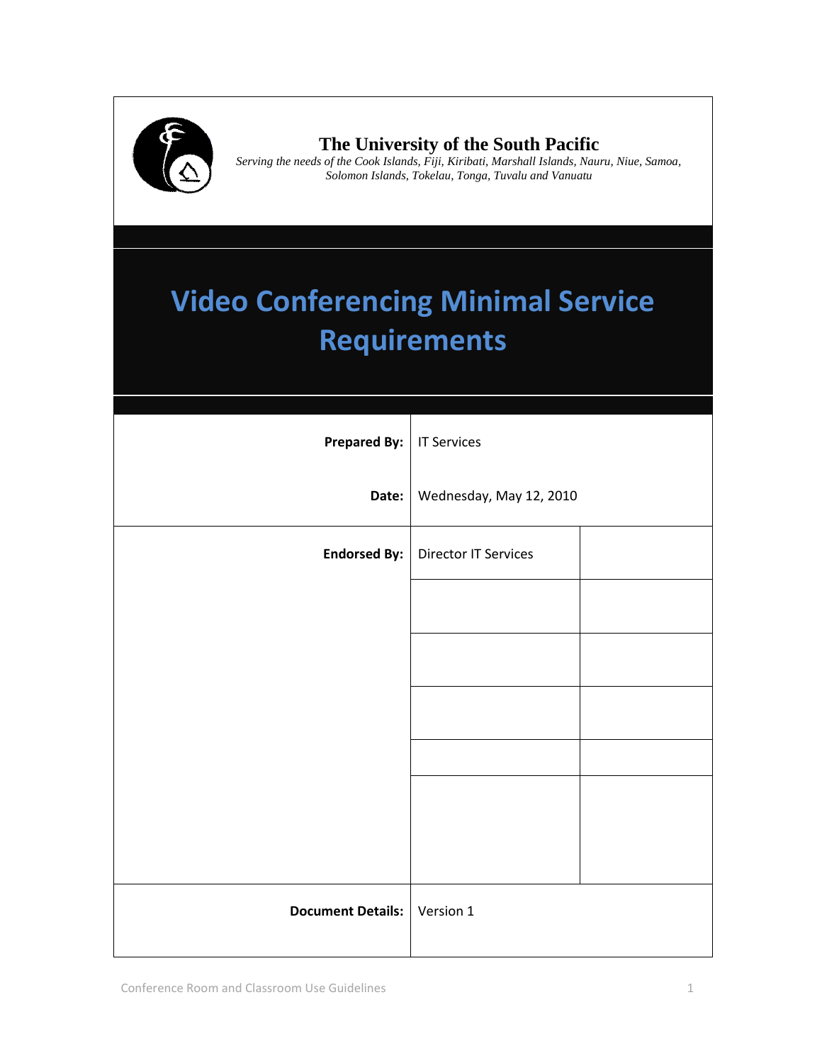**The University of the South Pacific**

*Serving the needs of the Cook Islands, Fiji, Kiribati, Marshall Islands, Nauru, Niue, Samoa, Solomon Islands, Tokelau, Tonga, Tuvalu and Vanuatu*

# Video Conferencing Minimal Service Requirements

| | | |
|---|---|---|
| **Prepared By:** | IT Services | |
| **Date:** | Wednesday, May 12, 2010 | |
| **Endorsed By:** | Director IT Services | |
| | | |
| | | |
| | | |
| | | |
| | | |
| **Document Details:** | Version 1 | |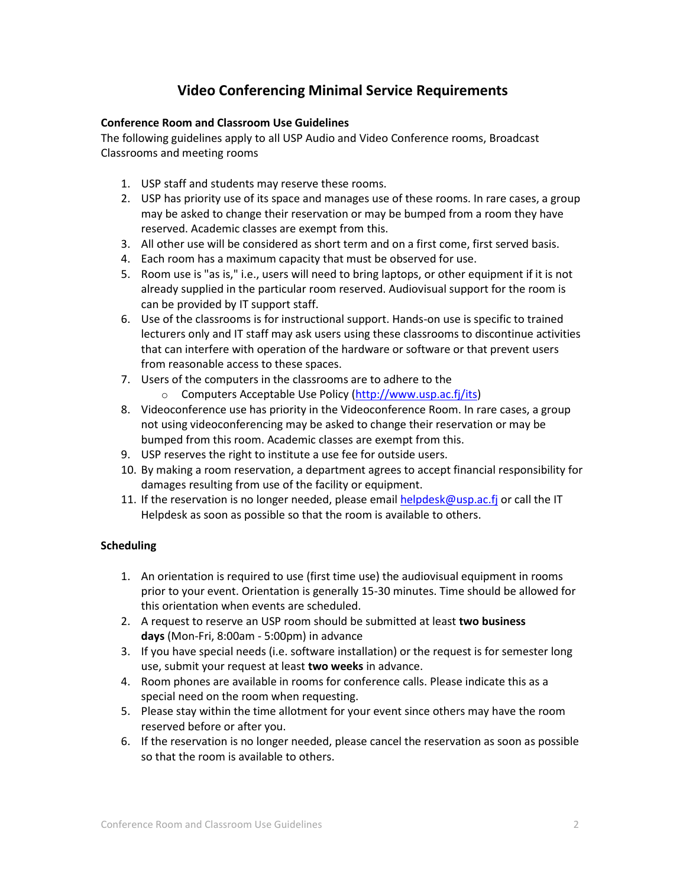# Video Conferencing Minimal Service Requirements

**Conference Room and Classroom Use Guidelines**

The following guidelines apply to all USP Audio and Video Conference rooms, Broadcast Classrooms and meeting rooms

1. USP staff and students may reserve these rooms.
2. USP has priority use of its space and manages use of these rooms. In rare cases, a group may be asked to change their reservation or may be bumped from a room they have reserved. Academic classes are exempt from this.
3. All other use will be considered as short term and on a first come, first served basis.
4. Each room has a maximum capacity that must be observed for use.
5. Room use is "as is," i.e., users will need to bring laptops, or other equipment if it is not already supplied in the particular room reserved. Audiovisual support for the room is can be provided by IT support staff.
6. Use of the classrooms is for instructional support. Hands-on use is specific to trained lecturers only and IT staff may ask users using these classrooms to discontinue activities that can interfere with operation of the hardware or software or that prevent users from reasonable access to these spaces.
7. Users of the computers in the classrooms are to adhere to the
   - Computers Acceptable Use Policy (http://www.usp.ac.fj/its)
8. Videoconference use has priority in the Videoconference Room. In rare cases, a group not using videoconferencing may be asked to change their reservation or may be bumped from this room. Academic classes are exempt from this.
9. USP reserves the right to institute a use fee for outside users.
10. By making a room reservation, a department agrees to accept financial responsibility for damages resulting from use of the facility or equipment.
11. If the reservation is no longer needed, please email helpdesk@usp.ac.fj or call the IT Helpdesk as soon as possible so that the room is available to others.

**Scheduling**

1. An orientation is required to use (first time use) the audiovisual equipment in rooms prior to your event. Orientation is generally 15-30 minutes. Time should be allowed for this orientation when events are scheduled.
2. A request to reserve an USP room should be submitted at least **two business days** (Mon-Fri, 8:00am - 5:00pm) in advance
3. If you have special needs (i.e. software installation) or the request is for semester long use, submit your request at least **two weeks** in advance.
4. Room phones are available in rooms for conference calls. Please indicate this as a special need on the room when requesting.
5. Please stay within the time allotment for your event since others may have the room reserved before or after you.
6. If the reservation is no longer needed, please cancel the reservation as soon as possible so that the room is available to others.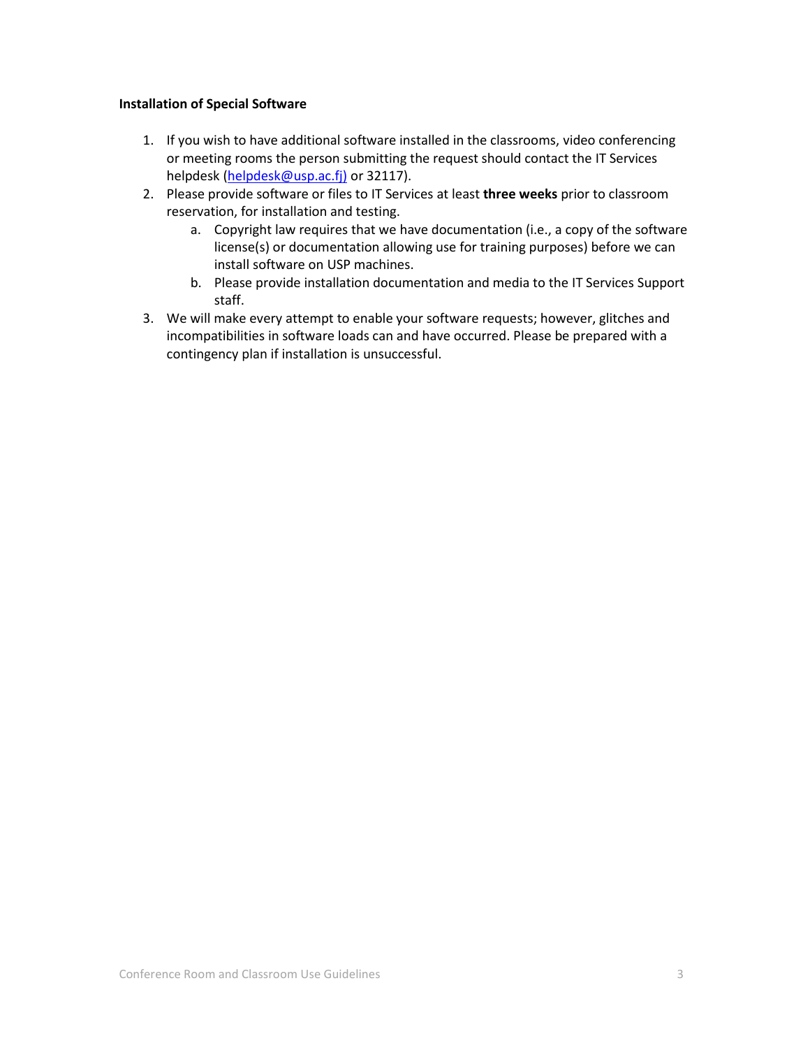**Installation of Special Software**

1. If you wish to have additional software installed in the classrooms, video conferencing or meeting rooms the person submitting the request should contact the IT Services helpdesk (helpdesk@usp.ac.fj) or 32117).
2. Please provide software or files to IT Services at least **three weeks** prior to classroom reservation, for installation and testing.
   a. Copyright law requires that we have documentation (i.e., a copy of the software license(s) or documentation allowing use for training purposes) before we can install software on USP machines.
   b. Please provide installation documentation and media to the IT Services Support staff.
3. We will make every attempt to enable your software requests; however, glitches and incompatibilities in software loads can and have occurred. Please be prepared with a contingency plan if installation is unsuccessful.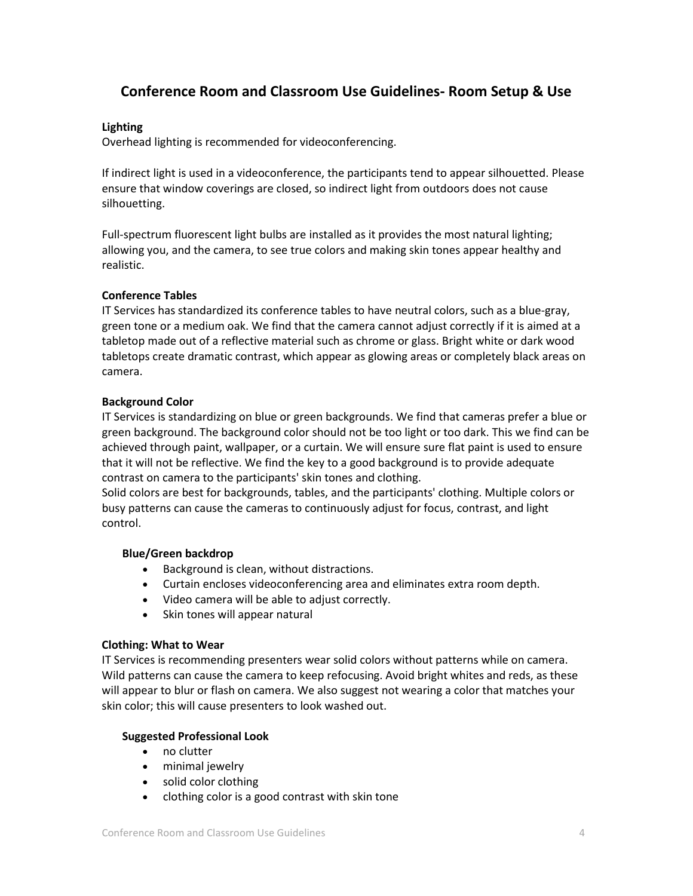# Conference Room and Classroom Use Guidelines- Room Setup & Use

**Lighting**

Overhead lighting is recommended for videoconferencing.

If indirect light is used in a videoconference, the participants tend to appear silhouetted. Please ensure that window coverings are closed, so indirect light from outdoors does not cause silhouetting.

Full-spectrum fluorescent light bulbs are installed as it provides the most natural lighting; allowing you, and the camera, to see true colors and making skin tones appear healthy and realistic.

**Conference Tables**

IT Services has standardized its conference tables to have neutral colors, such as a blue-gray, green tone or a medium oak. We find that the camera cannot adjust correctly if it is aimed at a tabletop made out of a reflective material such as chrome or glass. Bright white or dark wood tabletops create dramatic contrast, which appear as glowing areas or completely black areas on camera.

**Background Color**

IT Services is standardizing on blue or green backgrounds. We find that cameras prefer a blue or green background. The background color should not be too light or too dark. This we find can be achieved through paint, wallpaper, or a curtain. We will ensure sure flat paint is used to ensure that it will not be reflective. We find the key to a good background is to provide adequate contrast on camera to the participants' skin tones and clothing.

Solid colors are best for backgrounds, tables, and the participants' clothing. Multiple colors or busy patterns can cause the cameras to continuously adjust for focus, contrast, and light control.

**Blue/Green backdrop**

- Background is clean, without distractions.
- Curtain encloses videoconferencing area and eliminates extra room depth.
- Video camera will be able to adjust correctly.
- Skin tones will appear natural

**Clothing: What to Wear**

IT Services is recommending presenters wear solid colors without patterns while on camera. Wild patterns can cause the camera to keep refocusing. Avoid bright whites and reds, as these will appear to blur or flash on camera. We also suggest not wearing a color that matches your skin color; this will cause presenters to look washed out.

**Suggested Professional Look**

- no clutter
- minimal jewelry
- solid color clothing
- clothing color is a good contrast with skin tone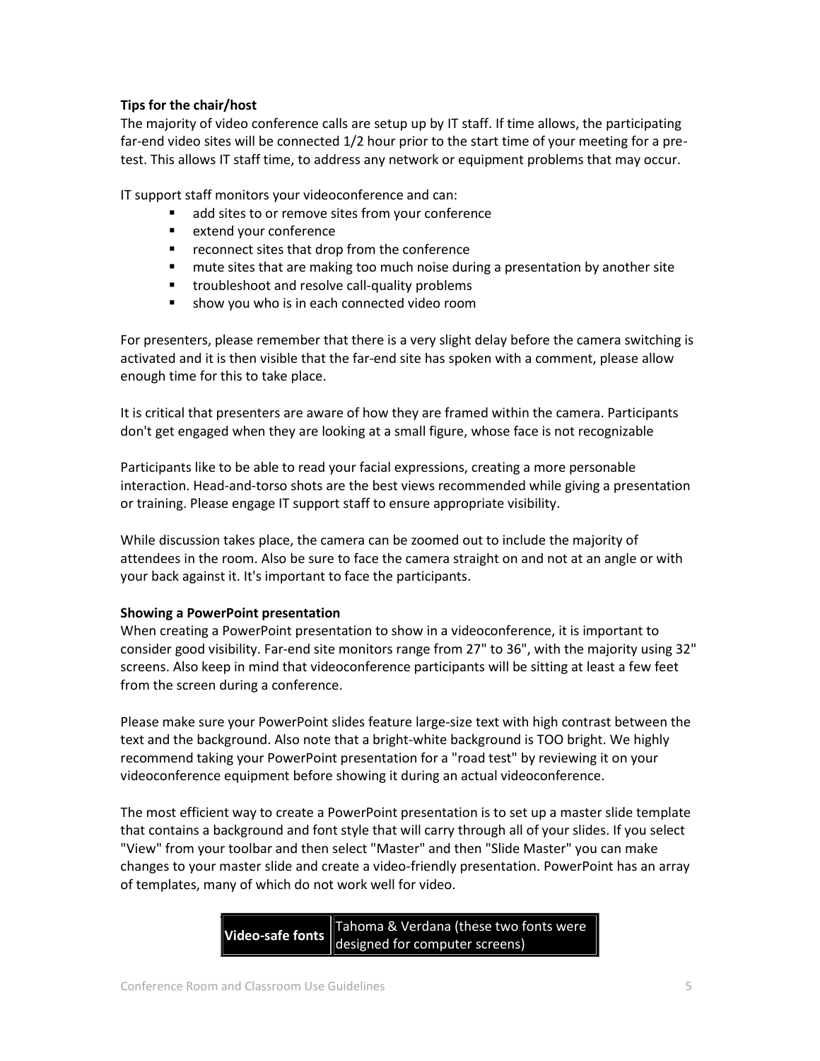**Tips for the chair/host**

The majority of video conference calls are setup up by IT staff. If time allows, the participating far-end video sites will be connected 1/2 hour prior to the start time of your meeting for a pre-test. This allows IT staff time, to address any network or equipment problems that may occur.

IT support staff monitors your videoconference and can:

- add sites to or remove sites from your conference
- extend your conference
- reconnect sites that drop from the conference
- mute sites that are making too much noise during a presentation by another site
- troubleshoot and resolve call-quality problems
- show you who is in each connected video room

For presenters, please remember that there is a very slight delay before the camera switching is activated and it is then visible that the far-end site has spoken with a comment, please allow enough time for this to take place.

It is critical that presenters are aware of how they are framed within the camera. Participants don't get engaged when they are looking at a small figure, whose face is not recognizable

Participants like to be able to read your facial expressions, creating a more personable interaction. Head-and-torso shots are the best views recommended while giving a presentation or training. Please engage IT support staff to ensure appropriate visibility.

While discussion takes place, the camera can be zoomed out to include the majority of attendees in the room. Also be sure to face the camera straight on and not at an angle or with your back against it. It's important to face the participants.

**Showing a PowerPoint presentation**

When creating a PowerPoint presentation to show in a videoconference, it is important to consider good visibility. Far-end site monitors range from 27" to 36", with the majority using 32" screens. Also keep in mind that videoconference participants will be sitting at least a few feet from the screen during a conference.

Please make sure your PowerPoint slides feature large-size text with high contrast between the text and the background. Also note that a bright-white background is TOO bright. We highly recommend taking your PowerPoint presentation for a "road test" by reviewing it on your videoconference equipment before showing it during an actual videoconference.

The most efficient way to create a PowerPoint presentation is to set up a master slide template that contains a background and font style that will carry through all of your slides. If you select "View" from your toolbar and then select "Master" and then "Slide Master" you can make changes to your master slide and create a video-friendly presentation. PowerPoint has an array of templates, many of which do not work well for video.

| **Video-safe fonts** | Tahoma & Verdana (these two fonts were designed for computer screens) |
| --- | --- |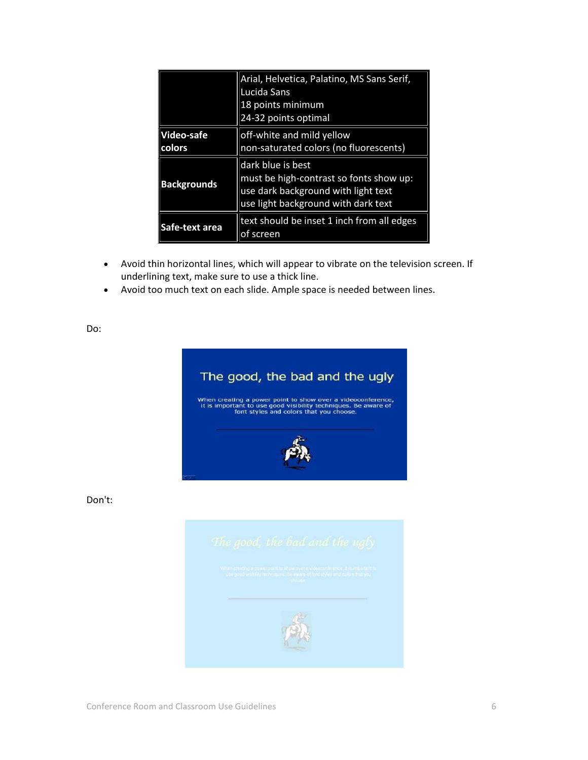| | |
|---|---|
| | Arial, Helvetica, Palatino, MS Sans Serif, Lucida Sans<br>18 points minimum<br>24-32 points optimal |
| **Video-safe colors** | off-white and mild yellow<br>non-saturated colors (no fluorescents) |
| **Backgrounds** | dark blue is best<br>must be high-contrast so fonts show up:<br>use dark background with light text<br>use light background with dark text |
| **Safe-text area** | text should be inset 1 inch from all edges of screen |

- Avoid thin horizontal lines, which will appear to vibrate on the television screen. If underlining text, make sure to use a thick line.
- Avoid too much text on each slide. Ample space is needed between lines.

Do:

Don't: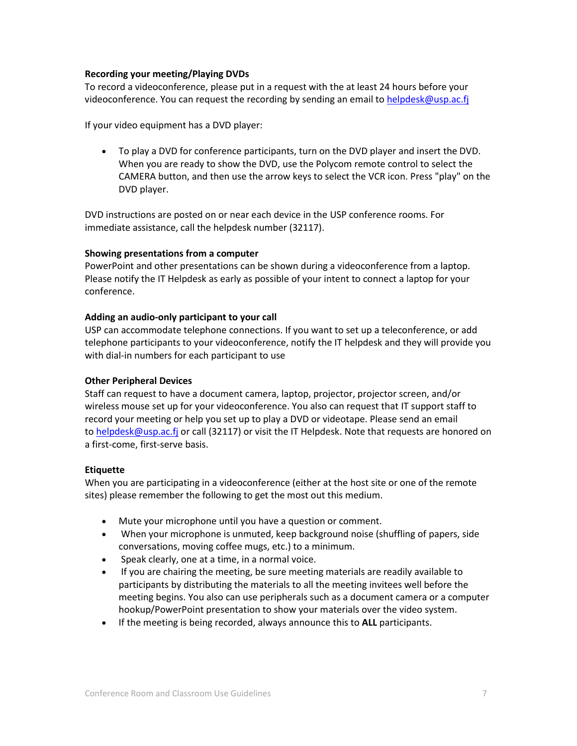**Recording your meeting/Playing DVDs**

To record a videoconference, please put in a request with the at least 24 hours before your videoconference. You can request the recording by sending an email to helpdesk@usp.ac.fj

If your video equipment has a DVD player:

- To play a DVD for conference participants, turn on the DVD player and insert the DVD. When you are ready to show the DVD, use the Polycom remote control to select the CAMERA button, and then use the arrow keys to select the VCR icon. Press "play" on the DVD player.

DVD instructions are posted on or near each device in the USP conference rooms. For immediate assistance, call the helpdesk number (32117).

**Showing presentations from a computer**

PowerPoint and other presentations can be shown during a videoconference from a laptop. Please notify the IT Helpdesk as early as possible of your intent to connect a laptop for your conference.

**Adding an audio-only participant to your call**

USP can accommodate telephone connections. If you want to set up a teleconference, or add telephone participants to your videoconference, notify the IT helpdesk and they will provide you with dial-in numbers for each participant to use

**Other Peripheral Devices**

Staff can request to have a document camera, laptop, projector, projector screen, and/or wireless mouse set up for your videoconference. You also can request that IT support staff to record your meeting or help you set up to play a DVD or videotape. Please send an email to helpdesk@usp.ac.fj or call (32117) or visit the IT Helpdesk. Note that requests are honored on a first-come, first-serve basis.

**Etiquette**

When you are participating in a videoconference (either at the host site or one of the remote sites) please remember the following to get the most out this medium.

- Mute your microphone until you have a question or comment.
- When your microphone is unmuted, keep background noise (shuffling of papers, side conversations, moving coffee mugs, etc.) to a minimum.
- Speak clearly, one at a time, in a normal voice.
- If you are chairing the meeting, be sure meeting materials are readily available to participants by distributing the materials to all the meeting invitees well before the meeting begins. You also can use peripherals such as a document camera or a computer hookup/PowerPoint presentation to show your materials over the video system.
- If the meeting is being recorded, always announce this to **ALL** participants.